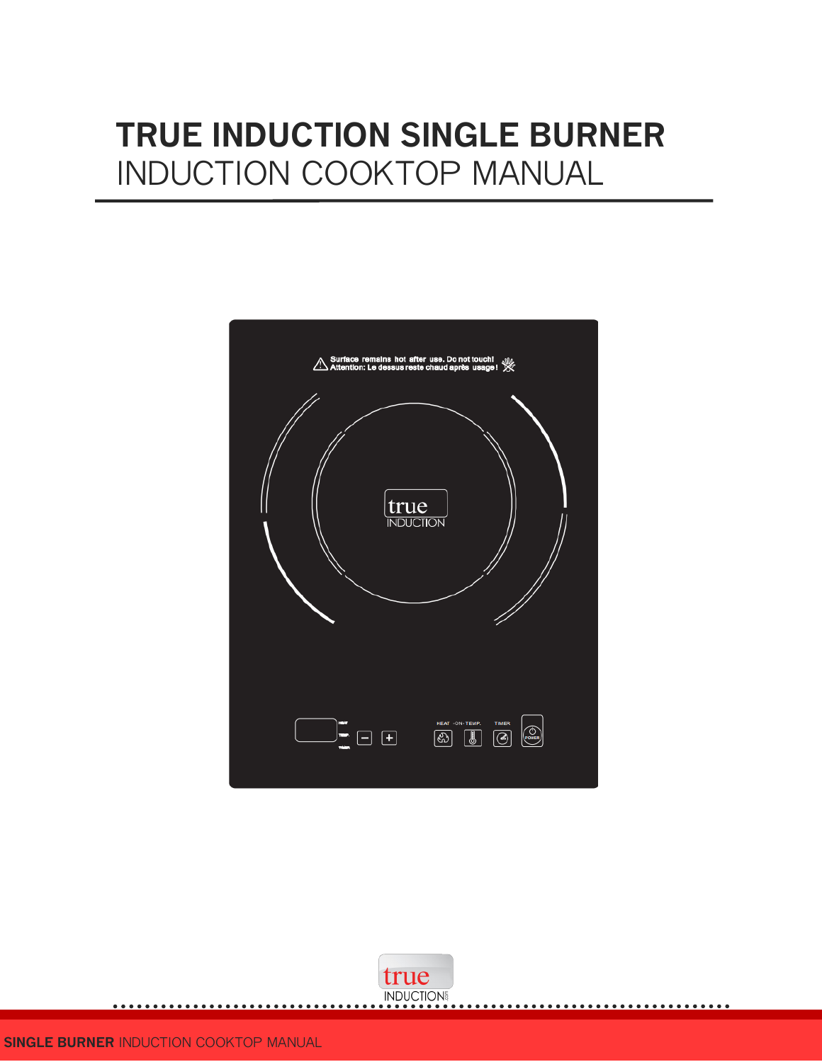# TRUE INDUCTION SINGLE BURNER
## INDUCTION COOKTOP MANUAL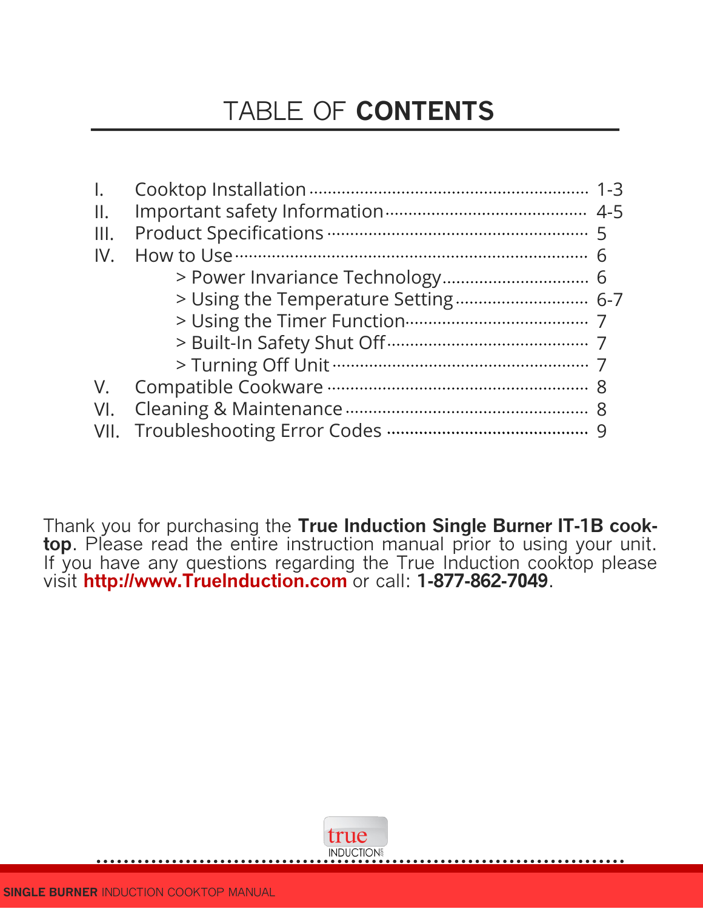# TABLE OF **CONTENTS**

I. Cooktop Installation ........ 1-3
II. Important safety Information ........ 4-5
III. Product Specifications ........ 5
IV. How to Use ........ 6
   > Power Invariance Technology ........ 6
   > Using the Temperature Setting ........ 6-7
   > Using the Timer Function ........ 7
   > Built-In Safety Shut Off ........ 7
   > Turning Off Unit ........ 7
V. Compatible Cookware ........ 8
VI. Cleaning & Maintenance ........ 8
VII. Troubleshooting Error Codes ........ 9

Thank you for purchasing the **True Induction Single Burner IT-1B cooktop**. Please read the entire instruction manual prior to using your unit. If you have any questions regarding the True Induction cooktop please visit **http://www.TrueInduction.com** or call: **1-877-862-7049**.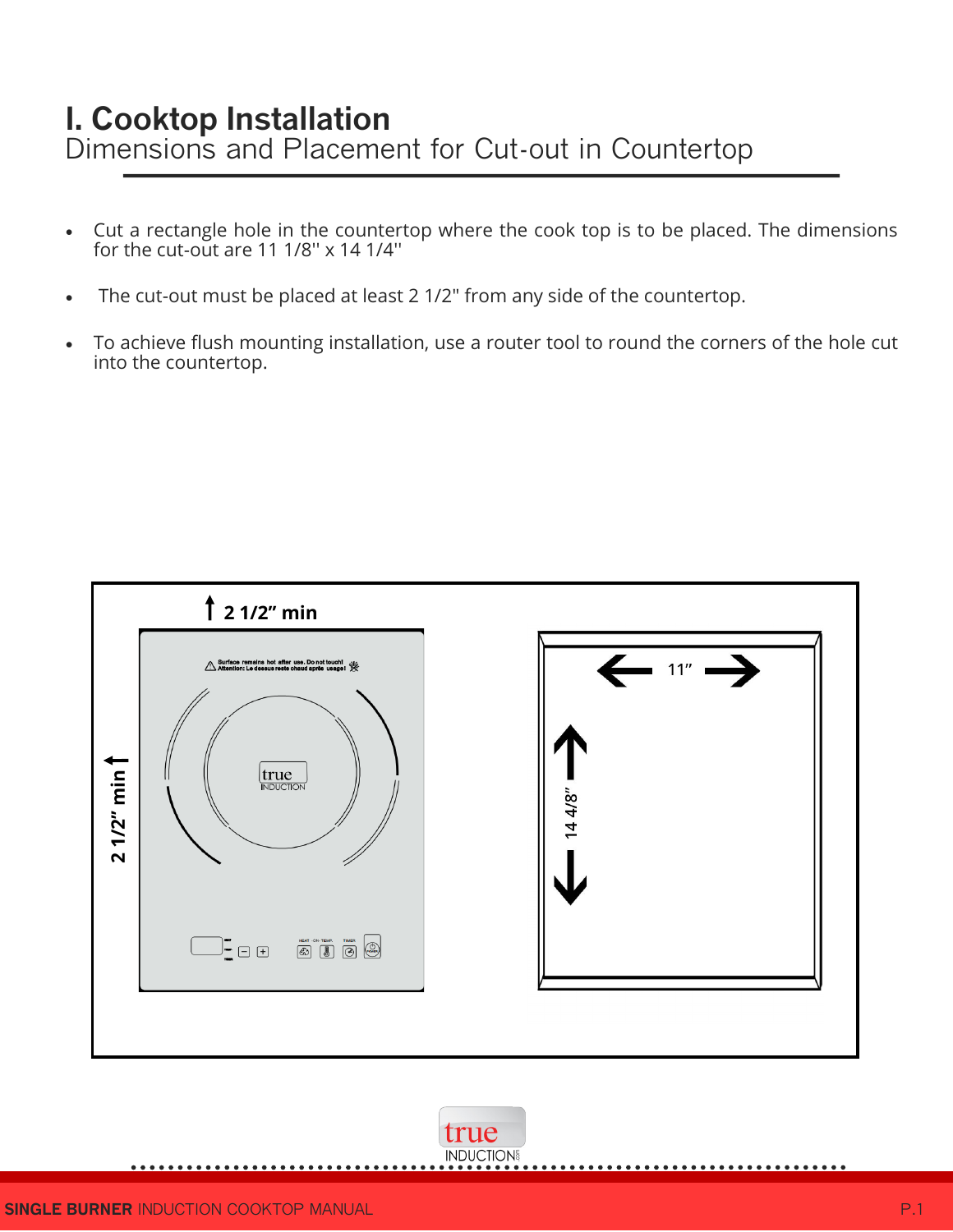# I. Cooktop Installation

## Dimensions and Placement for Cut-out in Countertop

- Cut a rectangle hole in the countertop where the cook top is to be placed. The dimensions for the cut-out are 11 1/8'' x 14 1/4''
- The cut-out must be placed at least 2 1/2" from any side of the countertop.
- To achieve flush mounting installation, use a router tool to round the corners of the hole cut into the countertop.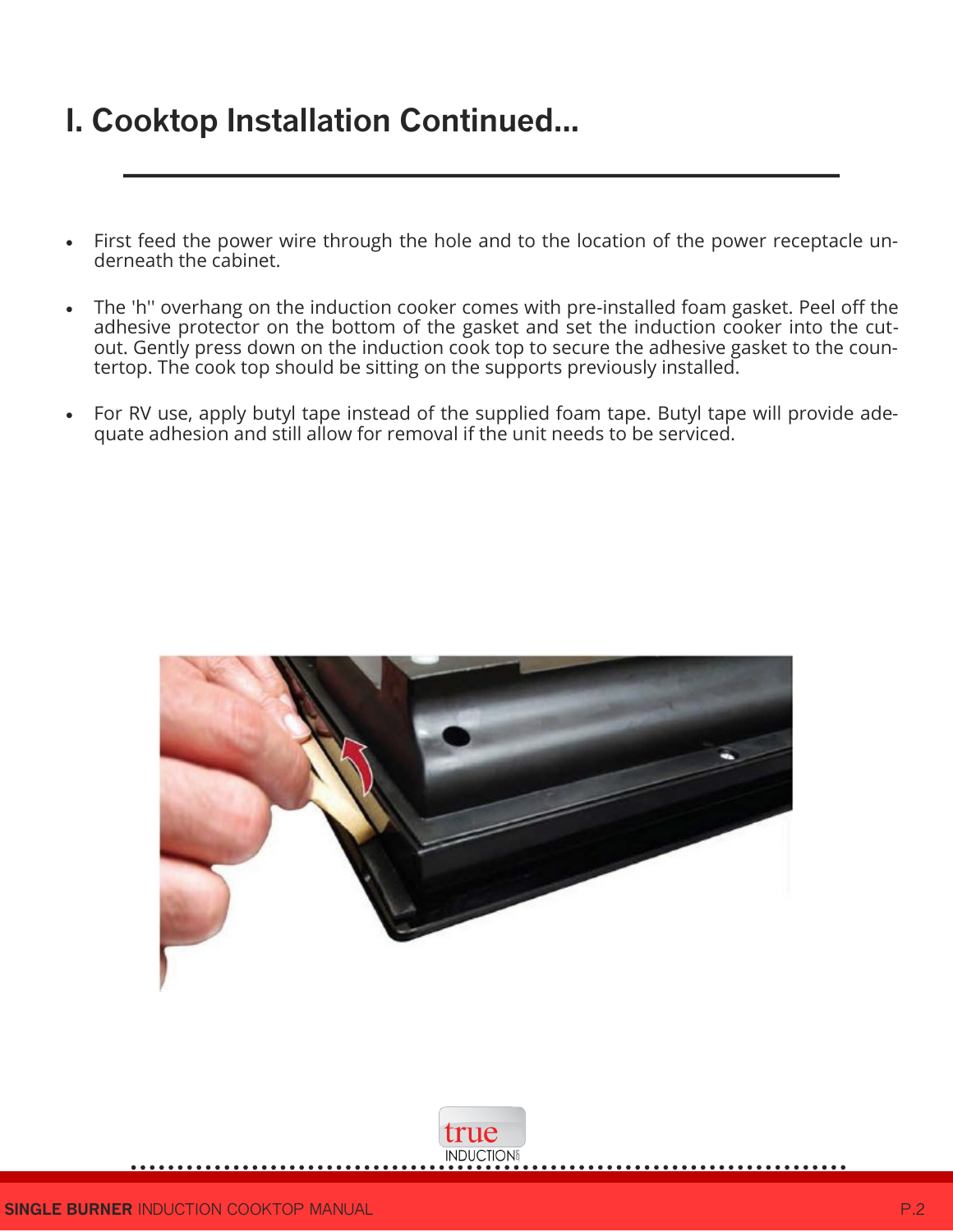# I. Cooktop Installation Continued...

- First feed the power wire through the hole and to the location of the power receptacle underneath the cabinet.
- The 'h'' overhang on the induction cooker comes with pre-installed foam gasket. Peel off the adhesive protector on the bottom of the gasket and set the induction cooker into the cutout. Gently press down on the induction cook top to secure the adhesive gasket to the countertop. The cook top should be sitting on the supports previously installed.
- For RV use, apply butyl tape instead of the supplied foam tape. Butyl tape will provide adequate adhesion and still allow for removal if the unit needs to be serviced.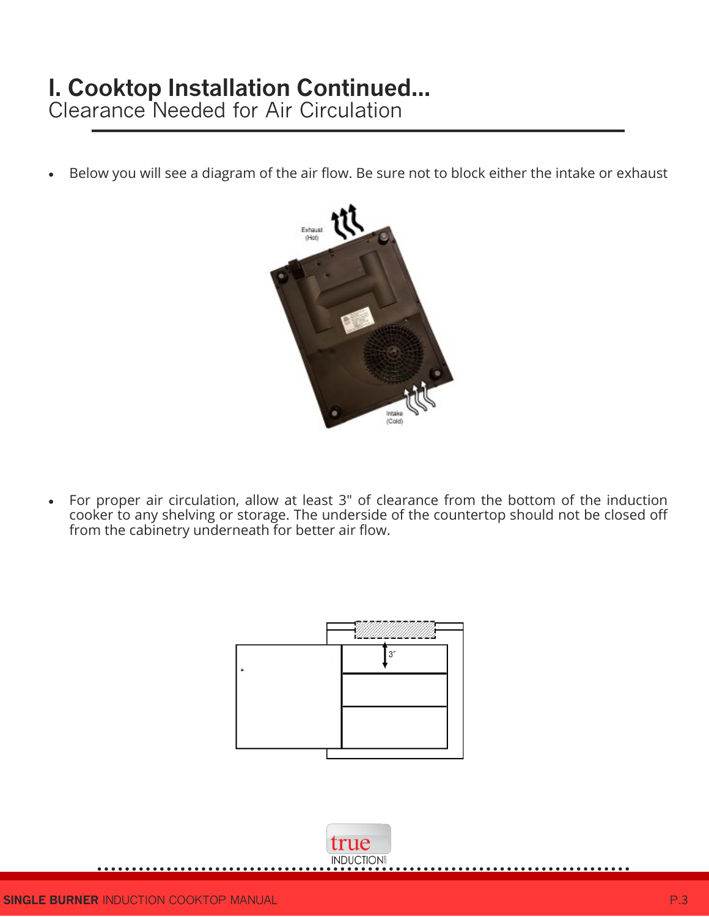# I. Cooktop Installation Continued...

## Clearance Needed for Air Circulation

- Below you will see a diagram of the air flow. Be sure not to block either the intake or exhaust

- For proper air circulation, allow at least 3" of clearance from the bottom of the induction cooker to any shelving or storage. The underside of the countertop should not be closed off from the cabinetry underneath for better air flow.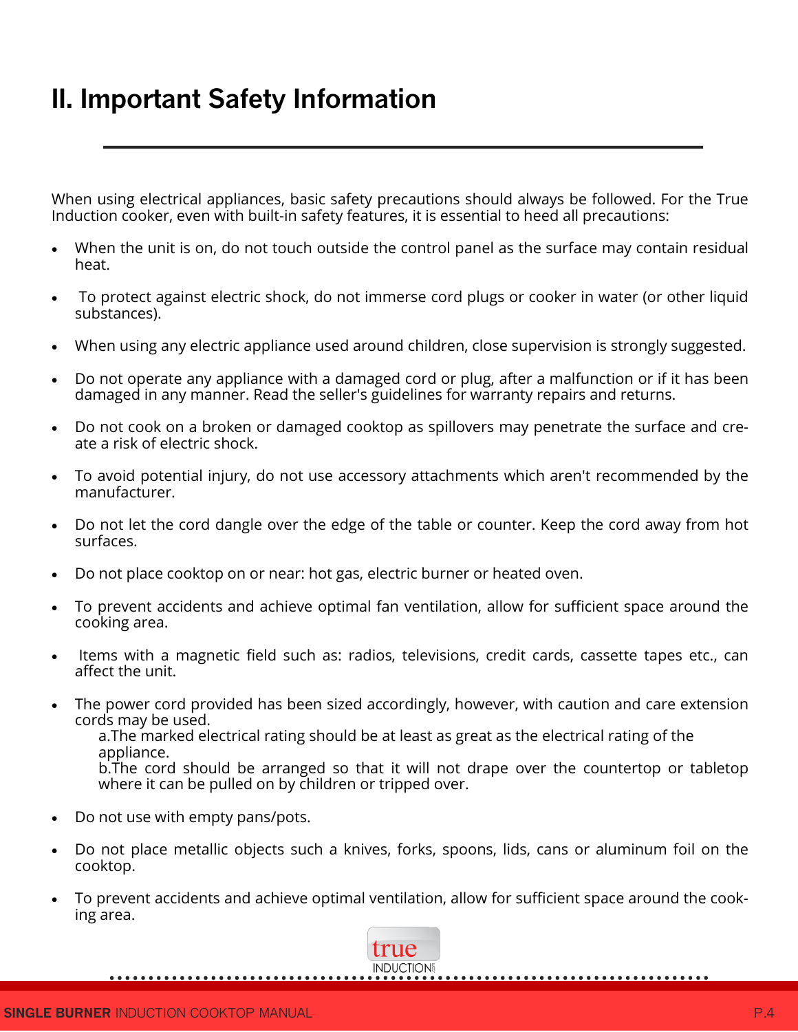# II. Important Safety Information

When using electrical appliances, basic safety precautions should always be followed. For the True Induction cooker, even with built-in safety features, it is essential to heed all precautions:

- When the unit is on, do not touch outside the control panel as the surface may contain residual heat.
- To protect against electric shock, do not immerse cord plugs or cooker in water (or other liquid substances).
- When using any electric appliance used around children, close supervision is strongly suggested.
- Do not operate any appliance with a damaged cord or plug, after a malfunction or if it has been damaged in any manner. Read the seller's guidelines for warranty repairs and returns.
- Do not cook on a broken or damaged cooktop as spillovers may penetrate the surface and create a risk of electric shock.
- To avoid potential injury, do not use accessory attachments which aren't recommended by the manufacturer.
- Do not let the cord dangle over the edge of the table or counter. Keep the cord away from hot surfaces.
- Do not place cooktop on or near: hot gas, electric burner or heated oven.
- To prevent accidents and achieve optimal fan ventilation, allow for sufficient space around the cooking area.
- Items with a magnetic field such as: radios, televisions, credit cards, cassette tapes etc., can affect the unit.
- The power cord provided has been sized accordingly, however, with caution and care extension cords may be used.
  a.The marked electrical rating should be at least as great as the electrical rating of the appliance.
  b.The cord should be arranged so that it will not drape over the countertop or tabletop where it can be pulled on by children or tripped over.
- Do not use with empty pans/pots.
- Do not place metallic objects such a knives, forks, spoons, lids, cans or aluminum foil on the cooktop.
- To prevent accidents and achieve optimal ventilation, allow for sufficient space around the cooking area.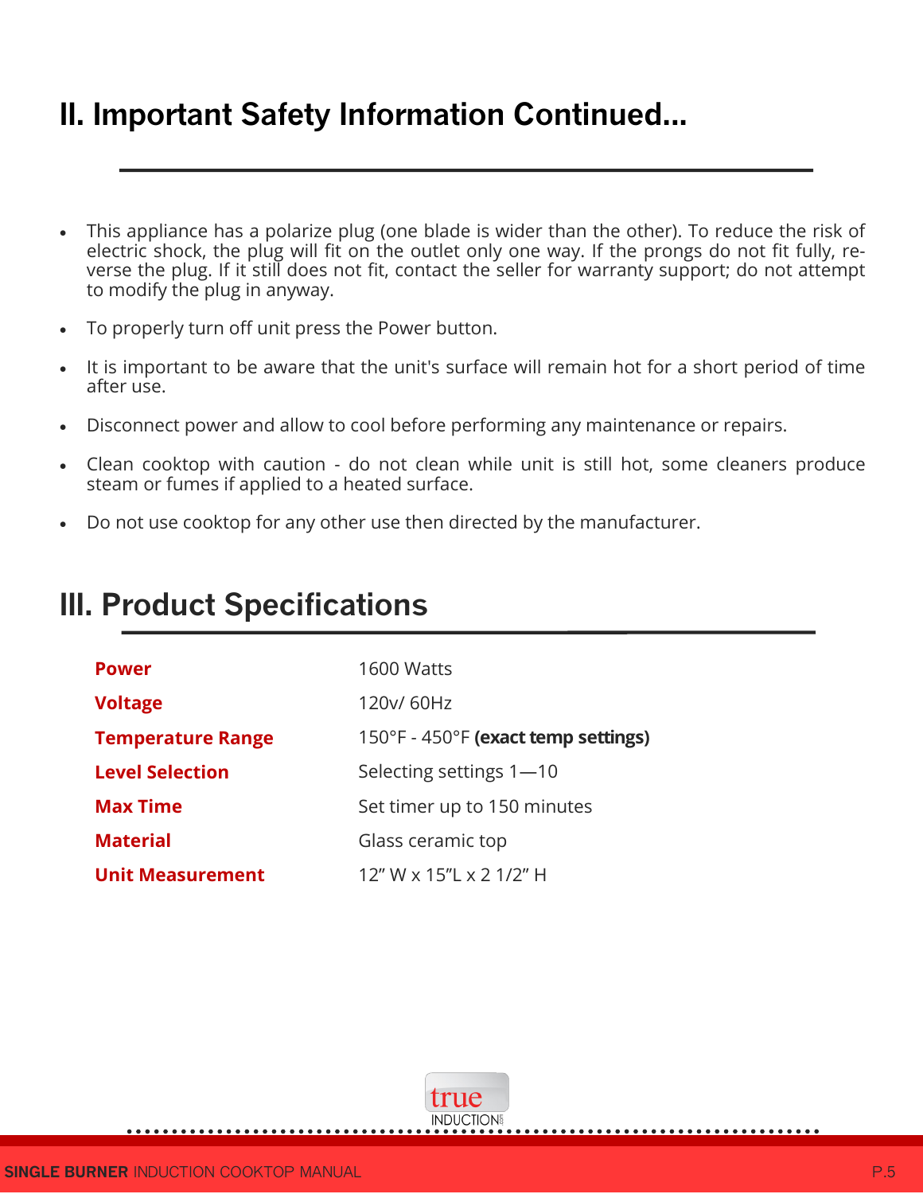## II. Important Safety Information Continued...

- This appliance has a polarize plug (one blade is wider than the other). To reduce the risk of electric shock, the plug will fit on the outlet only one way. If the prongs do not fit fully, reverse the plug. If it still does not fit, contact the seller for warranty support; do not attempt to modify the plug in anyway.
- To properly turn off unit press the Power button.
- It is important to be aware that the unit's surface will remain hot for a short period of time after use.
- Disconnect power and allow to cool before performing any maintenance or repairs.
- Clean cooktop with caution - do not clean while unit is still hot, some cleaners produce steam or fumes if applied to a heated surface.
- Do not use cooktop for any other use then directed by the manufacturer.

## III. Product Specifications

| | |
|---|---|
| **Power** | 1600 Watts |
| **Voltage** | 120v/ 60Hz |
| **Temperature Range** | 150°F - 450°F **(exact temp settings)** |
| **Level Selection** | Selecting settings 1—10 |
| **Max Time** | Set timer up to 150 minutes |
| **Material** | Glass ceramic top |
| **Unit Measurement** | 12" W x 15"L x 2 1/2" H |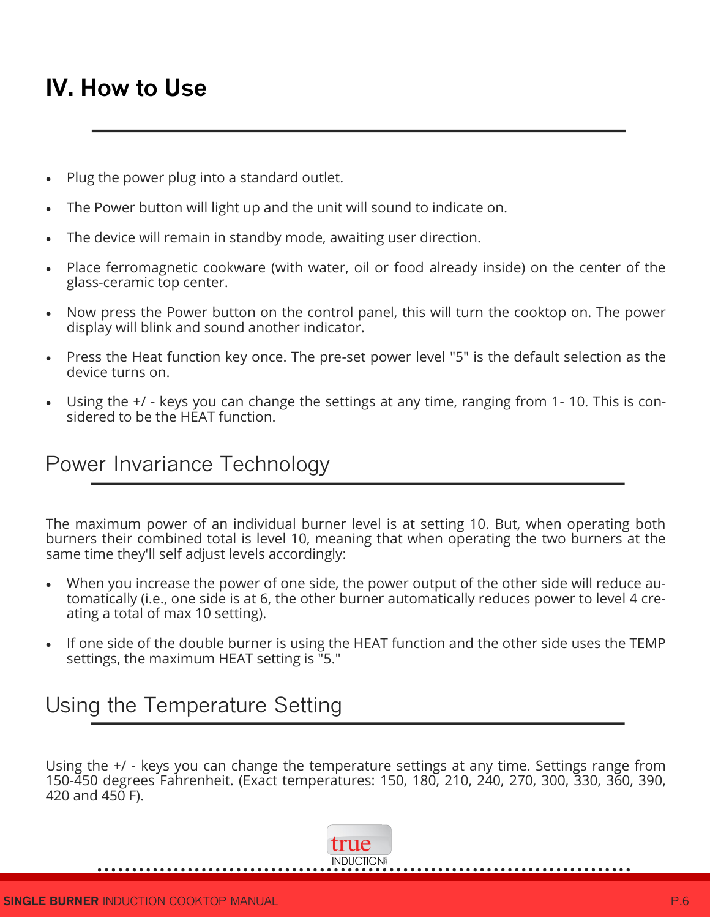# IV. How to Use

- Plug the power plug into a standard outlet.
- The Power button will light up and the unit will sound to indicate on.
- The device will remain in standby mode, awaiting user direction.
- Place ferromagnetic cookware (with water, oil or food already inside) on the center of the glass-ceramic top center.
- Now press the Power button on the control panel, this will turn the cooktop on. The power display will blink and sound another indicator.
- Press the Heat function key once. The pre-set power level "5" is the default selection as the device turns on.
- Using the +/ - keys you can change the settings at any time, ranging from 1- 10. This is considered to be the HEAT function.

## Power Invariance Technology

The maximum power of an individual burner level is at setting 10. But, when operating both burners their combined total is level 10, meaning that when operating the two burners at the same time they'll self adjust levels accordingly:

- When you increase the power of one side, the power output of the other side will reduce automatically (i.e., one side is at 6, the other burner automatically reduces power to level 4 creating a total of max 10 setting).
- If one side of the double burner is using the HEAT function and the other side uses the TEMP settings, the maximum HEAT setting is "5."

## Using the Temperature Setting

Using the +/ - keys you can change the temperature settings at any time. Settings range from 150-450 degrees Fahrenheit. (Exact temperatures: 150, 180, 210, 240, 270, 300, 330, 360, 390, 420 and 450 F).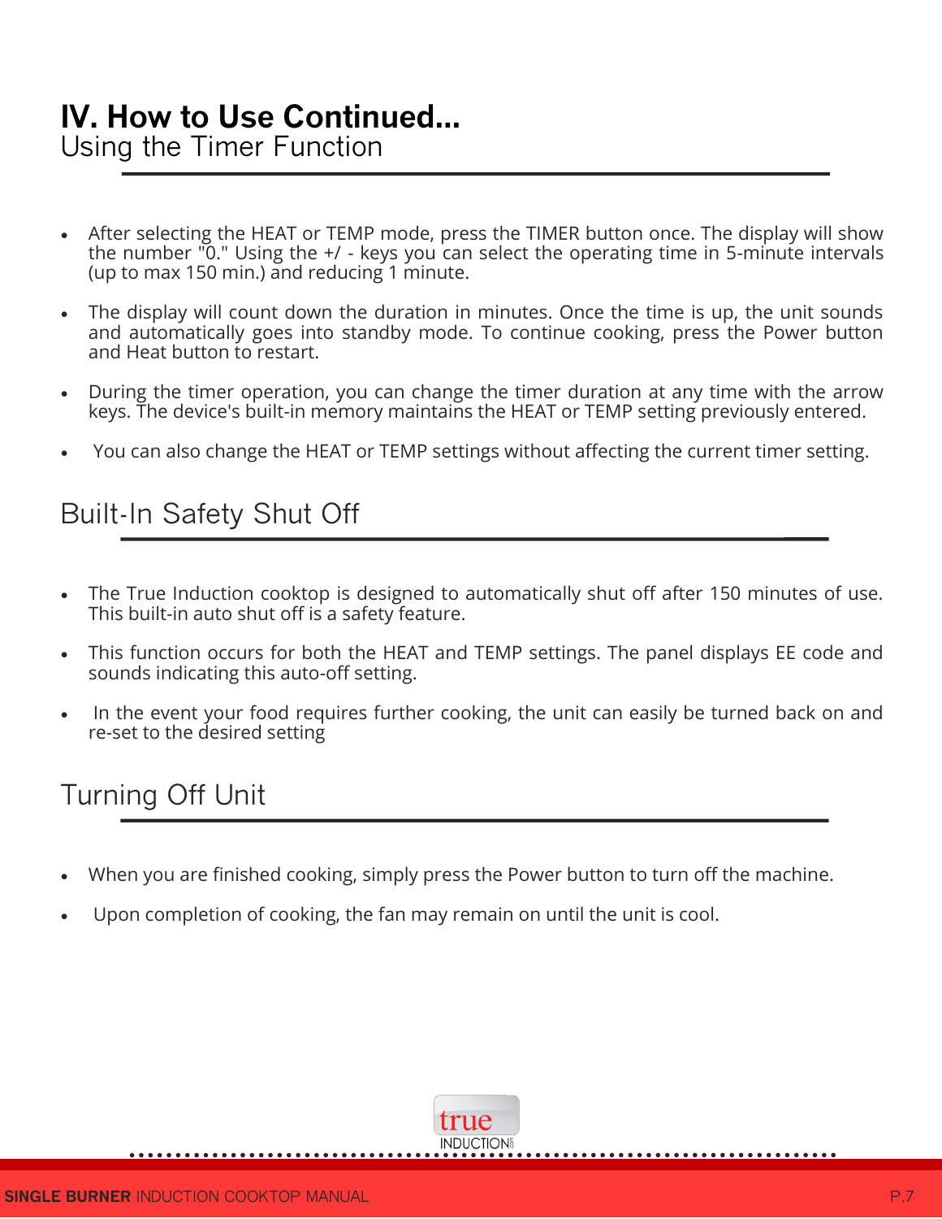# IV. How to Use Continued...

## Using the Timer Function

- After selecting the HEAT or TEMP mode, press the TIMER button once. The display will show the number "0." Using the +/ - keys you can select the operating time in 5-minute intervals (up to max 150 min.) and reducing 1 minute.
- The display will count down the duration in minutes. Once the time is up, the unit sounds and automatically goes into standby mode. To continue cooking, press the Power button and Heat button to restart.
- During the timer operation, you can change the timer duration at any time with the arrow keys. The device's built-in memory maintains the HEAT or TEMP setting previously entered.
- You can also change the HEAT or TEMP settings without affecting the current timer setting.

## Built-In Safety Shut Off

- The True Induction cooktop is designed to automatically shut off after 150 minutes of use. This built-in auto shut off is a safety feature.
- This function occurs for both the HEAT and TEMP settings. The panel displays EE code and sounds indicating this auto-off setting.
- In the event your food requires further cooking, the unit can easily be turned back on and re-set to the desired setting

## Turning Off Unit

- When you are finished cooking, simply press the Power button to turn off the machine.
- Upon completion of cooking, the fan may remain on until the unit is cool.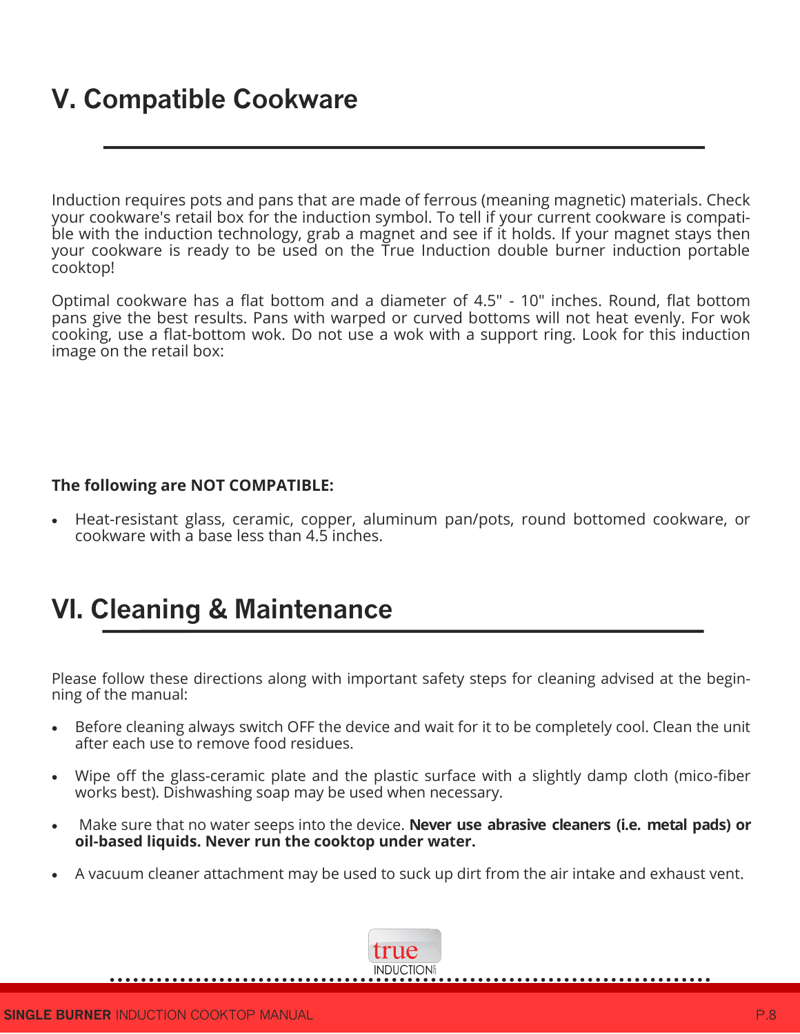## V. Compatible Cookware

Induction requires pots and pans that are made of ferrous (meaning magnetic) materials. Check your cookware's retail box for the induction symbol. To tell if your current cookware is compatible with the induction technology, grab a magnet and see if it holds. If your magnet stays then your cookware is ready to be used on the True Induction double burner induction portable cooktop!

Optimal cookware has a flat bottom and a diameter of 4.5" - 10" inches. Round, flat bottom pans give the best results. Pans with warped or curved bottoms will not heat evenly. For wok cooking, use a flat-bottom wok. Do not use a wok with a support ring. Look for this induction image on the retail box:

**The following are NOT COMPATIBLE:**

- Heat-resistant glass, ceramic, copper, aluminum pan/pots, round bottomed cookware, or cookware with a base less than 4.5 inches.

## VI. Cleaning & Maintenance

Please follow these directions along with important safety steps for cleaning advised at the beginning of the manual:

- Before cleaning always switch OFF the device and wait for it to be completely cool. Clean the unit after each use to remove food residues.
- Wipe off the glass-ceramic plate and the plastic surface with a slightly damp cloth (mico-fiber works best). Dishwashing soap may be used when necessary.
- Make sure that no water seeps into the device. **Never use abrasive cleaners (i.e. metal pads) or oil-based liquids. Never run the cooktop under water.**
- A vacuum cleaner attachment may be used to suck up dirt from the air intake and exhaust vent.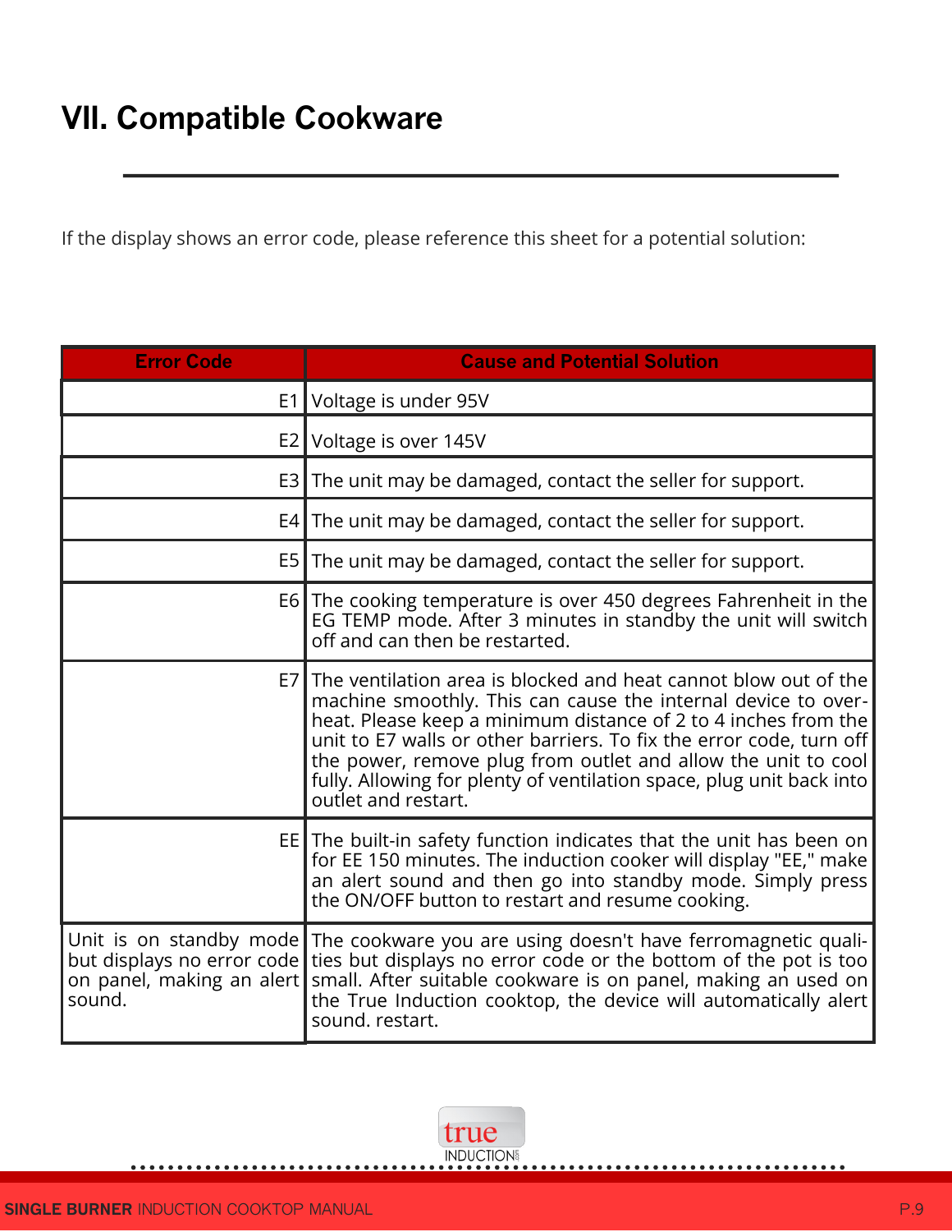## VII. Compatible Cookware

If the display shows an error code, please reference this sheet for a potential solution:

| Error Code | Cause and Potential Solution |
|---|---|
| E1 | Voltage is under 95V |
| E2 | Voltage is over 145V |
| E3 | The unit may be damaged, contact the seller for support. |
| E4 | The unit may be damaged, contact the seller for support. |
| E5 | The unit may be damaged, contact the seller for support. |
| E6 | The cooking temperature is over 450 degrees Fahrenheit in the EG TEMP mode. After 3 minutes in standby the unit will switch off and can then be restarted. |
| E7 | The ventilation area is blocked and heat cannot blow out of the machine smoothly. This can cause the internal device to overheat. Please keep a minimum distance of 2 to 4 inches from the unit to E7 walls or other barriers. To fix the error code, turn off the power, remove plug from outlet and allow the unit to cool fully. Allowing for plenty of ventilation space, plug unit back into outlet and restart. |
| EE | The built-in safety function indicates that the unit has been on for EE 150 minutes. The induction cooker will display "EE," make an alert sound and then go into standby mode. Simply press the ON/OFF button to restart and resume cooking. |
| Unit is on standby mode but displays no error code on panel, making an alert sound. | The cookware you are using doesn't have ferromagnetic qualities but displays no error code or the bottom of the pot is too small. After suitable cookware is on panel, making an used on the True Induction cooktop, the device will automatically alert sound. restart. |